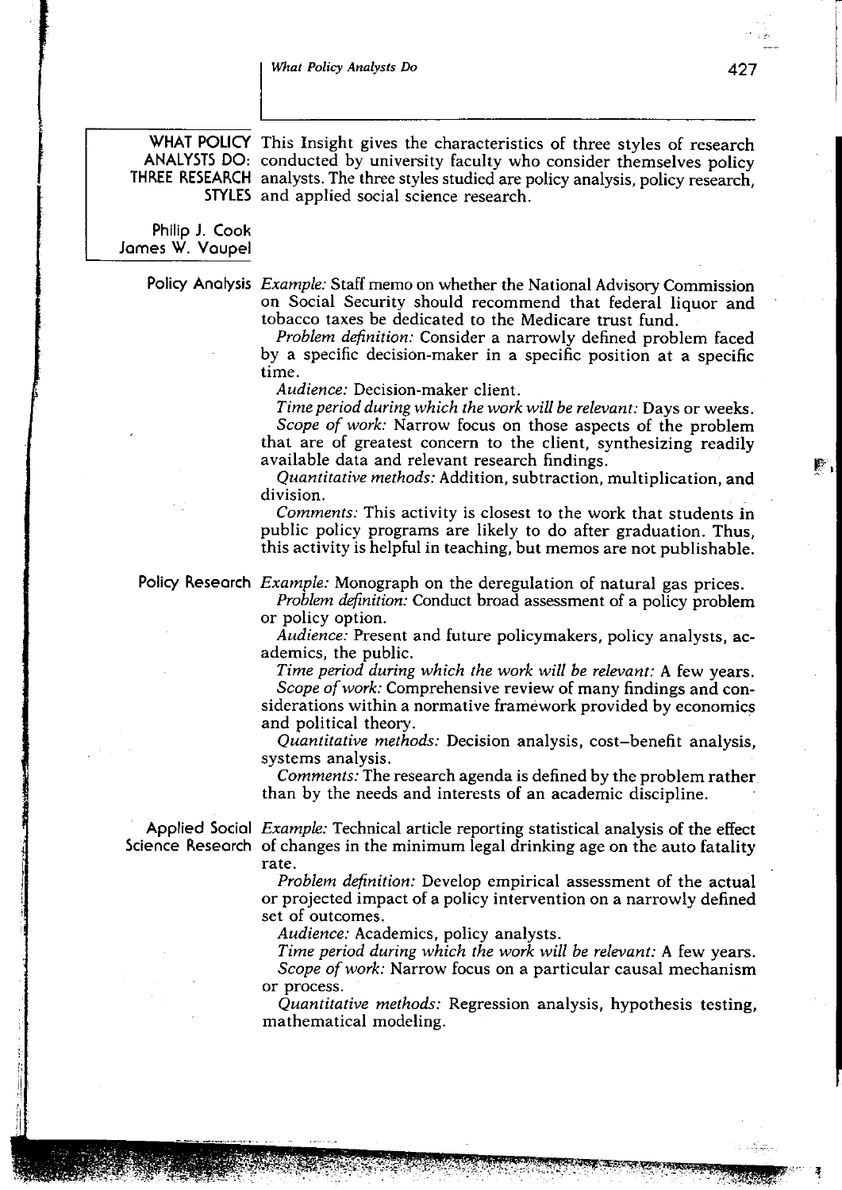## WHAT POLICY ANALYSTS DO: THREE RESEARCH STYLES

Philip J. Cook
James W. Vaupel

This Insight gives the characteristics of three styles of research conducted by university faculty who consider themselves policy analysts. The three styles studied are policy analysis, policy research, and applied social science research.

### Policy Analysis

*Example:* Staff memo on whether the National Advisory Commission on Social Security should recommend that federal liquor and tobacco taxes be dedicated to the Medicare trust fund.

*Problem definition:* Consider a narrowly defined problem faced by a specific decision-maker in a specific position at a specific time.

*Audience:* Decision-maker client.

*Time period during which the work will be relevant:* Days or weeks.

*Scope of work:* Narrow focus on those aspects of the problem that are of greatest concern to the client, synthesizing readily available data and relevant research findings.

*Quantitative methods:* Addition, subtraction, multiplication, and division.

*Comments:* This activity is closest to the work that students in public policy programs are likely to do after graduation. Thus, this activity is helpful in teaching, but memos are not publishable.

### Policy Research

*Example:* Monograph on the deregulation of natural gas prices.

*Problem definition:* Conduct broad assessment of a policy problem or policy option.

*Audience:* Present and future policymakers, policy analysts, academics, the public.

*Time period during which the work will be relevant:* A few years.

*Scope of work:* Comprehensive review of many findings and considerations within a normative framework provided by economics and political theory.

*Quantitative methods:* Decision analysis, cost–benefit analysis, systems analysis.

*Comments:* The research agenda is defined by the problem rather than by the needs and interests of an academic discipline.

### Applied Social Science Research

*Example:* Technical article reporting statistical analysis of the effect of changes in the minimum legal drinking age on the auto fatality rate.

*Problem definition:* Develop empirical assessment of the actual or projected impact of a policy intervention on a narrowly defined set of outcomes.

*Audience:* Academics, policy analysts.

*Time period during which the work will be relevant:* A few years.

*Scope of work:* Narrow focus on a particular causal mechanism or process.

*Quantitative methods:* Regression analysis, hypothesis testing, mathematical modeling.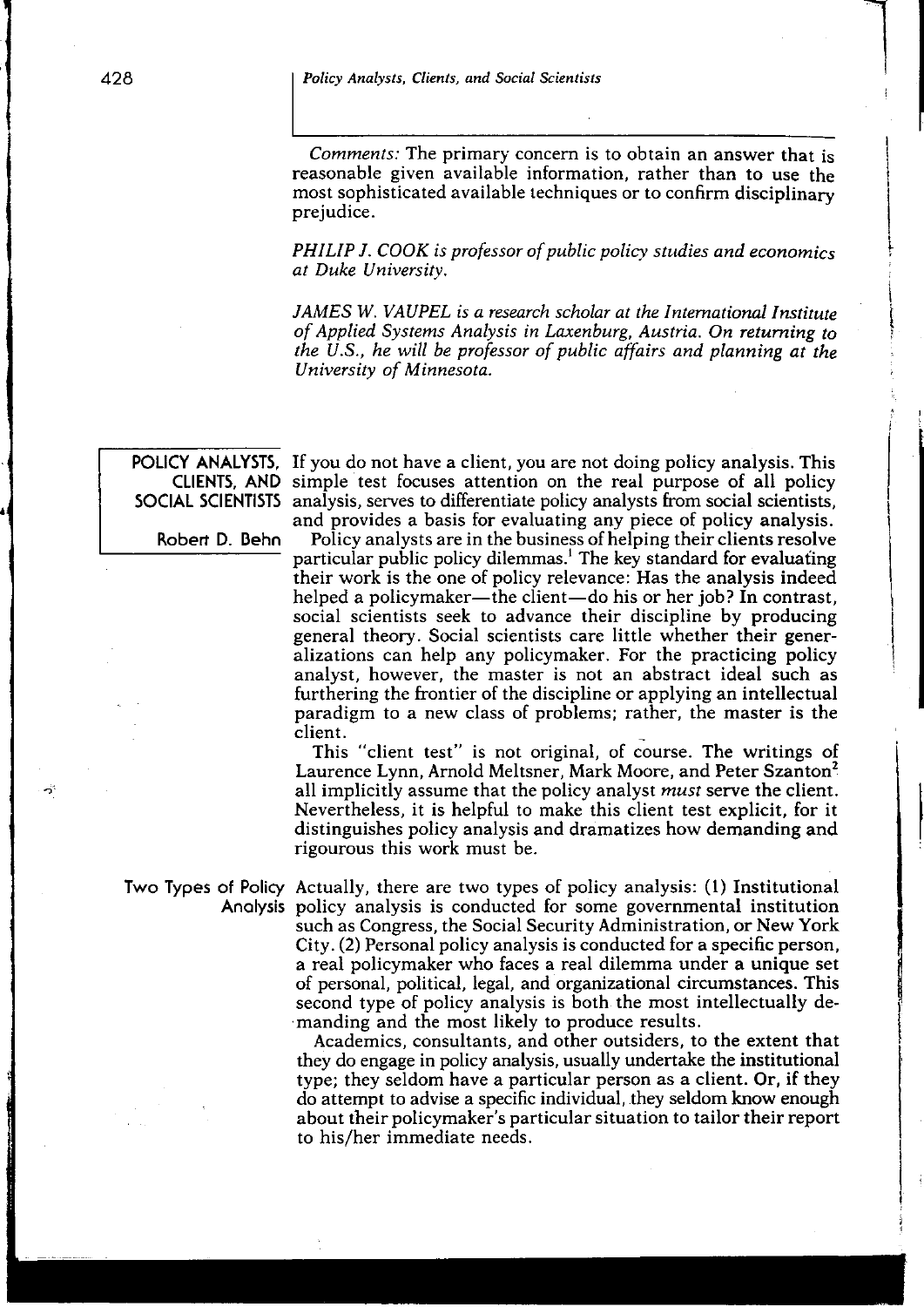*Comments:* The primary concern is to obtain an answer that is reasonable given available information, rather than to use the most sophisticated available techniques or to confirm disciplinary prejudice.

*PHILIP J. COOK is professor of public policy studies and economics at Duke University.*

*JAMES W. VAUPEL is a research scholar at the International Institute of Applied Systems Analysis in Laxenburg, Austria. On returning to the U.S., he will be professor of public affairs and planning at the University of Minnesota.*

## POLICY ANALYSTS, CLIENTS, AND SOCIAL SCIENTISTS

**Robert D. Behn**

If you do not have a client, you are not doing policy analysis. This simple test focuses attention on the real purpose of all policy analysis, serves to differentiate policy analysts from social scientists, and provides a basis for evaluating any piece of policy analysis.

Policy analysts are in the business of helping their clients resolve particular public policy dilemmas.[1] The key standard for evaluating their work is the one of policy relevance: Has the analysis indeed helped a policymaker—the client—do his or her job? In contrast, social scientists seek to advance their discipline by producing general theory. Social scientists care little whether their generalizations can help any policymaker. For the practicing policy analyst, however, the master is not an abstract ideal such as furthering the frontier of the discipline or applying an intellectual paradigm to a new class of problems; rather, the master is the client.

This "client test" is not original, of course. The writings of Laurence Lynn, Arnold Meltsner, Mark Moore, and Peter Szanton[2] all implicitly assume that the policy analyst *must* serve the client. Nevertheless, it is helpful to make this client test explicit, for it distinguishes policy analysis and dramatizes how demanding and rigourous this work must be.

### Two Types of Policy Analysis

Actually, there are two types of policy analysis: (1) Institutional policy analysis is conducted for some governmental institution such as Congress, the Social Security Administration, or New York City. (2) Personal policy analysis is conducted for a specific person, a real policymaker who faces a real dilemma under a unique set of personal, political, legal, and organizational circumstances. This second type of policy analysis is both the most intellectually demanding and the most likely to produce results.

Academics, consultants, and other outsiders, to the extent that they do engage in policy analysis, usually undertake the institutional type; they seldom have a particular person as a client. Or, if they do attempt to advise a specific individual, they seldom know enough about their policymaker's particular situation to tailor their report to his/her immediate needs.